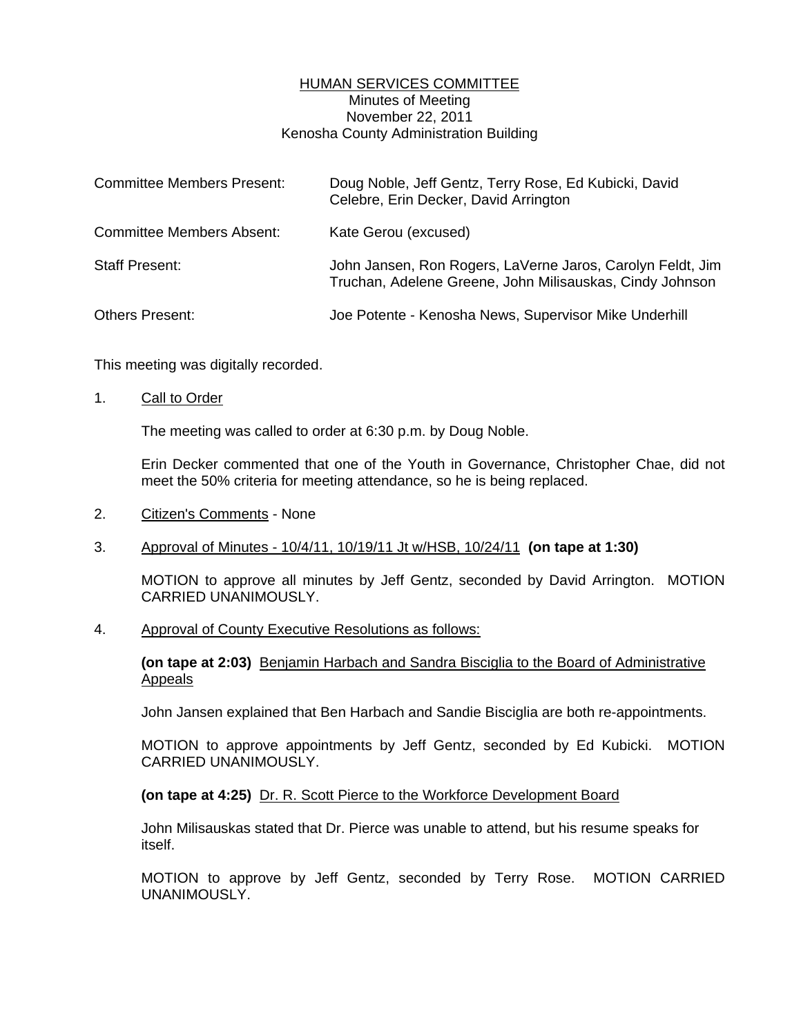# HUMAN SERVICES COMMITTEE

Minutes of Meeting
November 22, 2011
Kenosha County Administration Building

| | |
|---|---|
| Committee Members Present: | Doug Noble, Jeff Gentz, Terry Rose, Ed Kubicki, David Celebre, Erin Decker, David Arrington |
| Committee Members Absent: | Kate Gerou (excused) |
| Staff Present: | John Jansen, Ron Rogers, LaVerne Jaros, Carolyn Feldt, Jim Truchan, Adelene Greene, John Milisauskas, Cindy Johnson |
| Others Present: | Joe Potente - Kenosha News, Supervisor Mike Underhill |

This meeting was digitally recorded.

1. Call to Order

   The meeting was called to order at 6:30 p.m. by Doug Noble.

   Erin Decker commented that one of the Youth in Governance, Christopher Chae, did not meet the 50% criteria for meeting attendance, so he is being replaced.

2. Citizen's Comments - None

3. Approval of Minutes - 10/4/11, 10/19/11 Jt w/HSB, 10/24/11 **(on tape at 1:30)**

   MOTION to approve all minutes by Jeff Gentz, seconded by David Arrington. MOTION CARRIED UNANIMOUSLY.

4. Approval of County Executive Resolutions as follows:

   **(on tape at 2:03)** Benjamin Harbach and Sandra Bisciglia to the Board of Administrative Appeals

   John Jansen explained that Ben Harbach and Sandie Bisciglia are both re-appointments.

   MOTION to approve appointments by Jeff Gentz, seconded by Ed Kubicki. MOTION CARRIED UNANIMOUSLY.

   **(on tape at 4:25)** Dr. R. Scott Pierce to the Workforce Development Board

   John Milisauskas stated that Dr. Pierce was unable to attend, but his resume speaks for itself.

   MOTION to approve by Jeff Gentz, seconded by Terry Rose. MOTION CARRIED UNANIMOUSLY.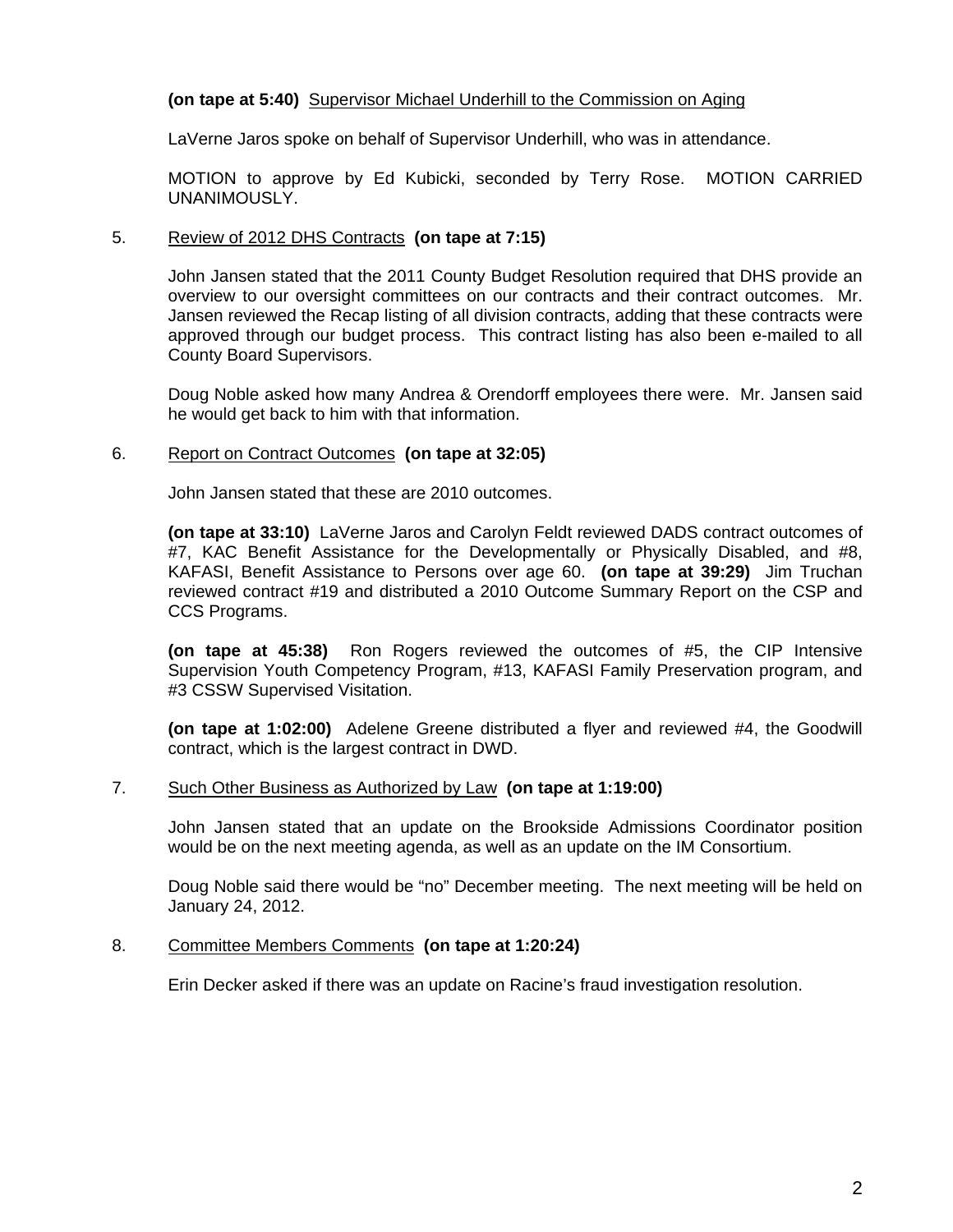**(on tape at 5:40)** <u>Supervisor Michael Underhill to the Commission on Aging</u>

LaVerne Jaros spoke on behalf of Supervisor Underhill, who was in attendance.

MOTION to approve by Ed Kubicki, seconded by Terry Rose. MOTION CARRIED UNANIMOUSLY.

5. <u>Review of 2012 DHS Contracts</u> **(on tape at 7:15)**

   John Jansen stated that the 2011 County Budget Resolution required that DHS provide an overview to our oversight committees on our contracts and their contract outcomes. Mr. Jansen reviewed the Recap listing of all division contracts, adding that these contracts were approved through our budget process. This contract listing has also been e-mailed to all County Board Supervisors.

   Doug Noble asked how many Andrea & Orendorff employees there were. Mr. Jansen said he would get back to him with that information.

6. <u>Report on Contract Outcomes</u> **(on tape at 32:05)**

   John Jansen stated that these are 2010 outcomes.

   **(on tape at 33:10)** LaVerne Jaros and Carolyn Feldt reviewed DADS contract outcomes of #7, KAC Benefit Assistance for the Developmentally or Physically Disabled, and #8, KAFASI, Benefit Assistance to Persons over age 60. **(on tape at 39:29)** Jim Truchan reviewed contract #19 and distributed a 2010 Outcome Summary Report on the CSP and CCS Programs.

   **(on tape at 45:38)** Ron Rogers reviewed the outcomes of #5, the CIP Intensive Supervision Youth Competency Program, #13, KAFASI Family Preservation program, and #3 CSSW Supervised Visitation.

   **(on tape at 1:02:00)** Adelene Greene distributed a flyer and reviewed #4, the Goodwill contract, which is the largest contract in DWD.

7. <u>Such Other Business as Authorized by Law</u> **(on tape at 1:19:00)**

   John Jansen stated that an update on the Brookside Admissions Coordinator position would be on the next meeting agenda, as well as an update on the IM Consortium.

   Doug Noble said there would be "no" December meeting. The next meeting will be held on January 24, 2012.

8. <u>Committee Members Comments</u> **(on tape at 1:20:24)**

   Erin Decker asked if there was an update on Racine's fraud investigation resolution.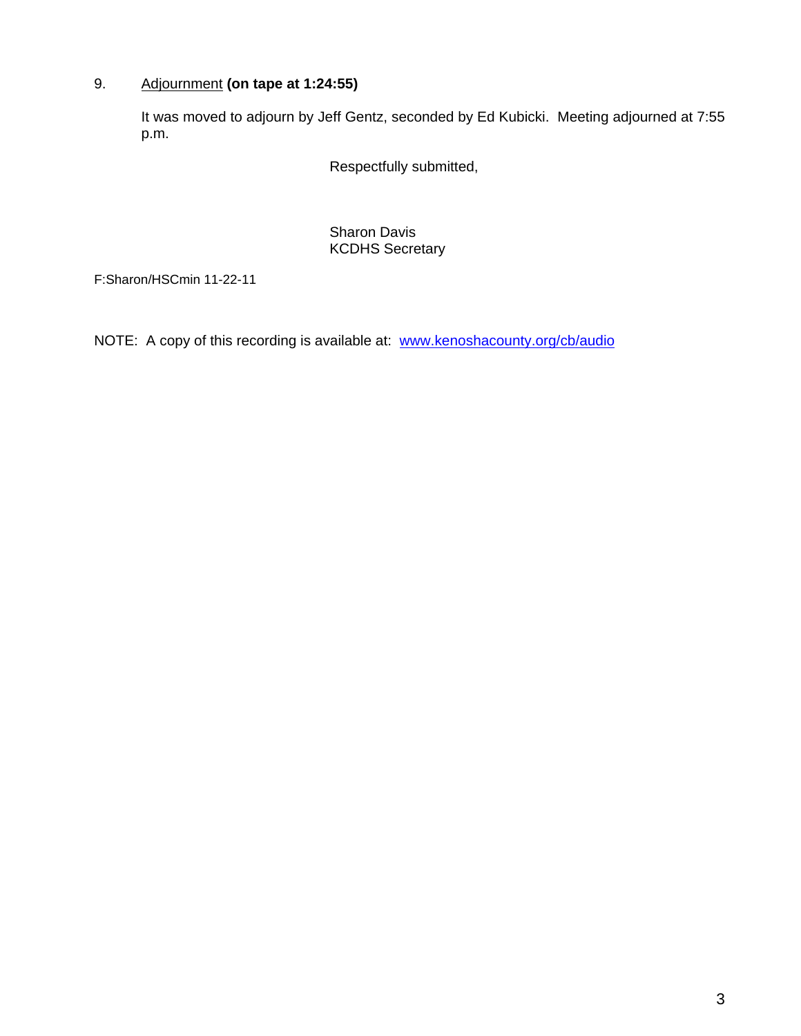9. <u>Adjournment</u> **(on tape at 1:24:55)**

   It was moved to adjourn by Jeff Gentz, seconded by Ed Kubicki. Meeting adjourned at 7:55 p.m.

Respectfully submitted,

Sharon Davis
KCDHS Secretary

F:Sharon/HSCmin 11-22-11

NOTE: A copy of this recording is available at: [www.kenoshacounty.org/cb/audio](www.kenoshacounty.org/cb/audio)